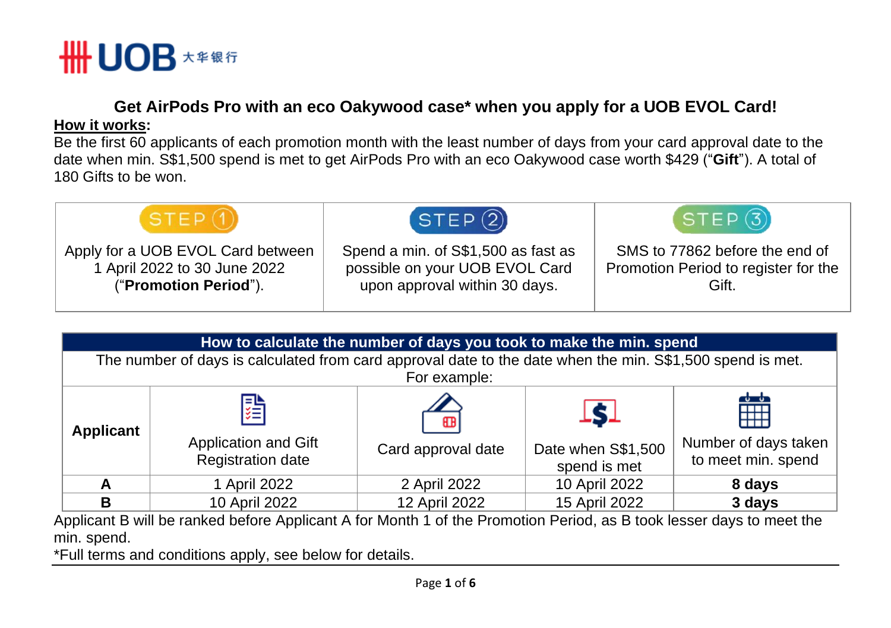# Get AirPods Pro with an eco Oakywood case* when you apply for a UOB EVOL Card!

**How it works:**

Be the first 60 applicants of each promotion month with the least number of days from your card approval date to the date when min. S$1,500 spend is met to get AirPods Pro with an eco Oakywood case worth $429 ("**Gift**"). A total of 180 Gifts to be won.

| STEP 1 | STEP 2 | STEP 3 |
|---|---|---|
| Apply for a UOB EVOL Card between 1 April 2022 to 30 June 2022 ("**Promotion Period**"). | Spend a min. of S$1,500 as fast as possible on your UOB EVOL Card upon approval within 30 days. | SMS to 77862 before the end of Promotion Period to register for the Gift. |

**How to calculate the number of days you took to make the min. spend**

The number of days is calculated from card approval date to the date when the min. S$1,500 spend is met. For example:

| Applicant | Application and Gift Registration date | Card approval date | Date when S$1,500 spend is met | Number of days taken to meet min. spend |
|---|---|---|---|---|
| **A** | 1 April 2022 | 2 April 2022 | 10 April 2022 | **8 days** |
| **B** | 10 April 2022 | 12 April 2022 | 15 April 2022 | **3 days** |

Applicant B will be ranked before Applicant A for Month 1 of the Promotion Period, as B took lesser days to meet the min. spend.

*Full terms and conditions apply, see below for details.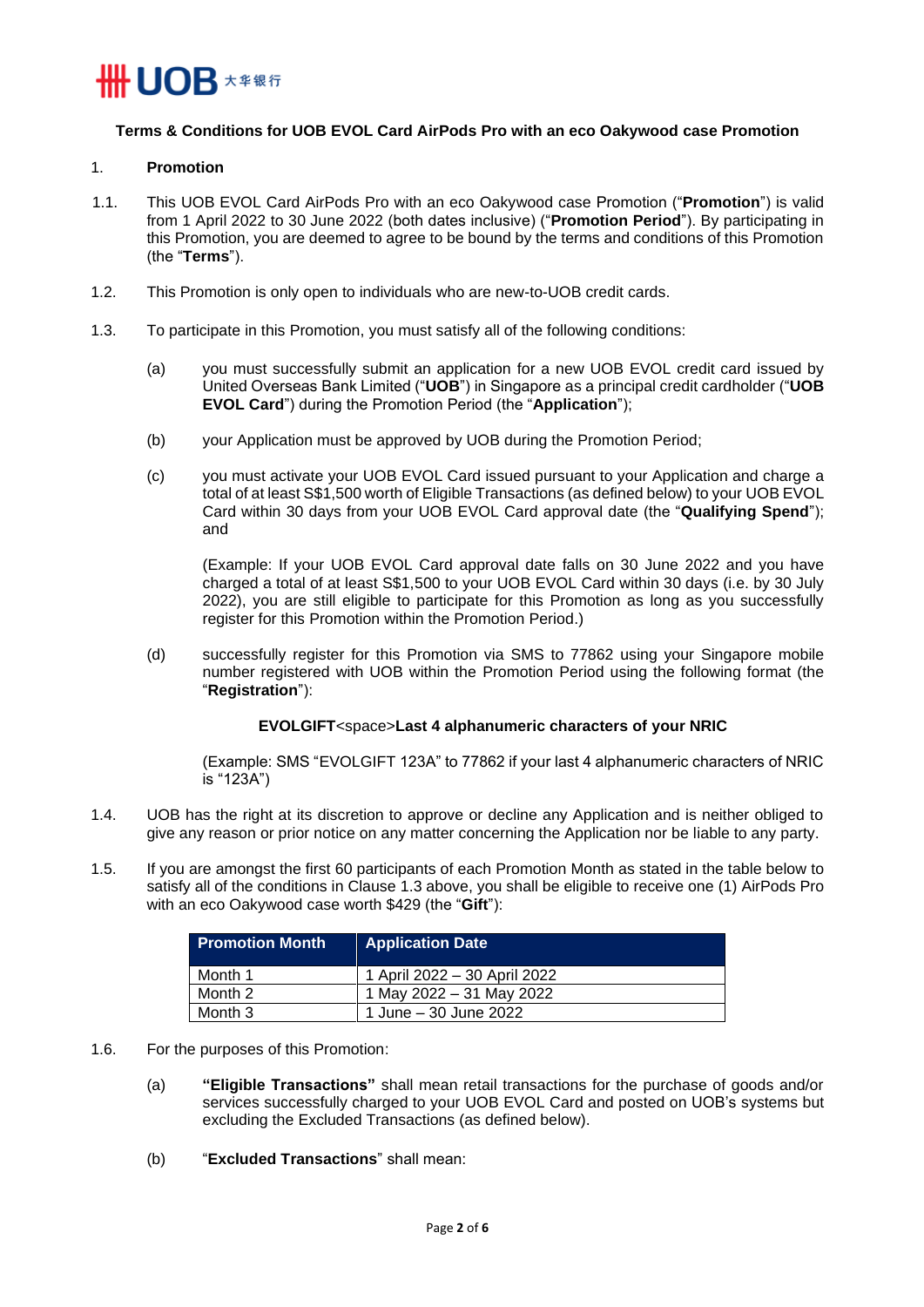**Terms & Conditions for UOB EVOL Card AirPods Pro with an eco Oakywood case Promotion**

1. **Promotion**

1.1. This UOB EVOL Card AirPods Pro with an eco Oakywood case Promotion ("**Promotion**") is valid from 1 April 2022 to 30 June 2022 (both dates inclusive) ("**Promotion Period**"). By participating in this Promotion, you are deemed to agree to be bound by the terms and conditions of this Promotion (the "**Terms**").

1.2. This Promotion is only open to individuals who are new-to-UOB credit cards.

1.3. To participate in this Promotion, you must satisfy all of the following conditions:

(a) you must successfully submit an application for a new UOB EVOL credit card issued by United Overseas Bank Limited ("**UOB**") in Singapore as a principal credit cardholder ("**UOB EVOL Card**") during the Promotion Period (the "**Application**");

(b) your Application must be approved by UOB during the Promotion Period;

(c) you must activate your UOB EVOL Card issued pursuant to your Application and charge a total of at least S$1,500 worth of Eligible Transactions (as defined below) to your UOB EVOL Card within 30 days from your UOB EVOL Card approval date (the "**Qualifying Spend**"); and

(Example: If your UOB EVOL Card approval date falls on 30 June 2022 and you have charged a total of at least S$1,500 to your UOB EVOL Card within 30 days (i.e. by 30 July 2022), you are still eligible to participate for this Promotion as long as you successfully register for this Promotion within the Promotion Period.)

(d) successfully register for this Promotion via SMS to 77862 using your Singapore mobile number registered with UOB within the Promotion Period using the following format (the "**Registration**"):

**EVOLGIFT**<space>**Last 4 alphanumeric characters of your NRIC**

(Example: SMS "EVOLGIFT 123A" to 77862 if your last 4 alphanumeric characters of NRIC is "123A")

1.4. UOB has the right at its discretion to approve or decline any Application and is neither obliged to give any reason or prior notice on any matter concerning the Application nor be liable to any party.

1.5. If you are amongst the first 60 participants of each Promotion Month as stated in the table below to satisfy all of the conditions in Clause 1.3 above, you shall be eligible to receive one (1) AirPods Pro with an eco Oakywood case worth $429 (the "**Gift**"):

| Promotion Month | Application Date |
|---|---|
| Month 1 | 1 April 2022 – 30 April 2022 |
| Month 2 | 1 May 2022 – 31 May 2022 |
| Month 3 | 1 June – 30 June 2022 |

1.6. For the purposes of this Promotion:

(a) **"Eligible Transactions"** shall mean retail transactions for the purchase of goods and/or services successfully charged to your UOB EVOL Card and posted on UOB's systems but excluding the Excluded Transactions (as defined below).

(b) "**Excluded Transactions**" shall mean: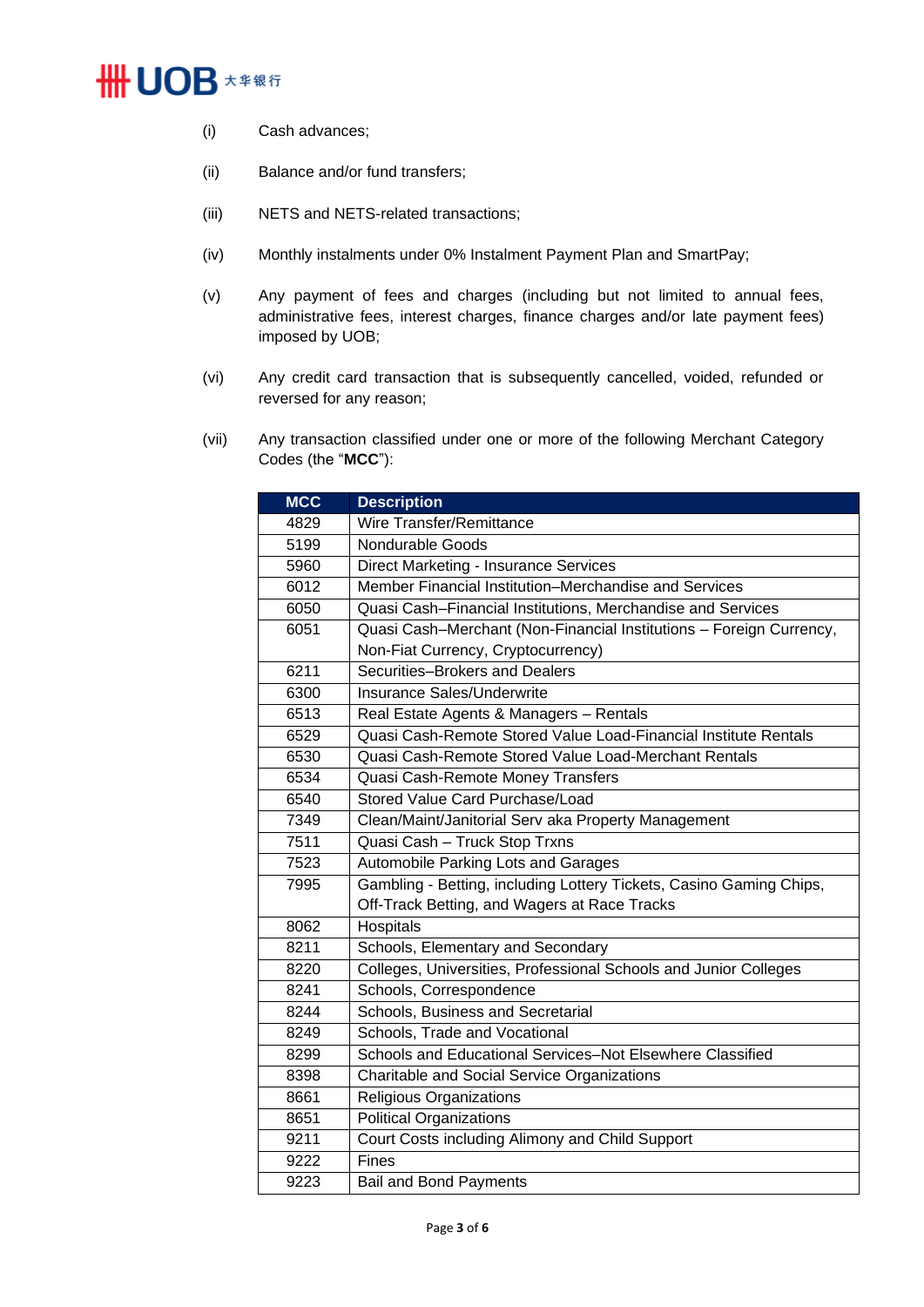(i) Cash advances;

(ii) Balance and/or fund transfers;

(iii) NETS and NETS-related transactions;

(iv) Monthly instalments under 0% Instalment Payment Plan and SmartPay;

(v) Any payment of fees and charges (including but not limited to annual fees, administrative fees, interest charges, finance charges and/or late payment fees) imposed by UOB;

(vi) Any credit card transaction that is subsequently cancelled, voided, refunded or reversed for any reason;

(vii) Any transaction classified under one or more of the following Merchant Category Codes (the "**MCC**"):

| MCC | Description |
|---|---|
| 4829 | Wire Transfer/Remittance |
| 5199 | Nondurable Goods |
| 5960 | Direct Marketing - Insurance Services |
| 6012 | Member Financial Institution–Merchandise and Services |
| 6050 | Quasi Cash–Financial Institutions, Merchandise and Services |
| 6051 | Quasi Cash–Merchant (Non-Financial Institutions – Foreign Currency, Non-Fiat Currency, Cryptocurrency) |
| 6211 | Securities–Brokers and Dealers |
| 6300 | Insurance Sales/Underwrite |
| 6513 | Real Estate Agents & Managers – Rentals |
| 6529 | Quasi Cash-Remote Stored Value Load-Financial Institute Rentals |
| 6530 | Quasi Cash-Remote Stored Value Load-Merchant Rentals |
| 6534 | Quasi Cash-Remote Money Transfers |
| 6540 | Stored Value Card Purchase/Load |
| 7349 | Clean/Maint/Janitorial Serv aka Property Management |
| 7511 | Quasi Cash – Truck Stop Trxns |
| 7523 | Automobile Parking Lots and Garages |
| 7995 | Gambling - Betting, including Lottery Tickets, Casino Gaming Chips, Off-Track Betting, and Wagers at Race Tracks |
| 8062 | Hospitals |
| 8211 | Schools, Elementary and Secondary |
| 8220 | Colleges, Universities, Professional Schools and Junior Colleges |
| 8241 | Schools, Correspondence |
| 8244 | Schools, Business and Secretarial |
| 8249 | Schools, Trade and Vocational |
| 8299 | Schools and Educational Services–Not Elsewhere Classified |
| 8398 | Charitable and Social Service Organizations |
| 8661 | Religious Organizations |
| 8651 | Political Organizations |
| 9211 | Court Costs including Alimony and Child Support |
| 9222 | Fines |
| 9223 | Bail and Bond Payments |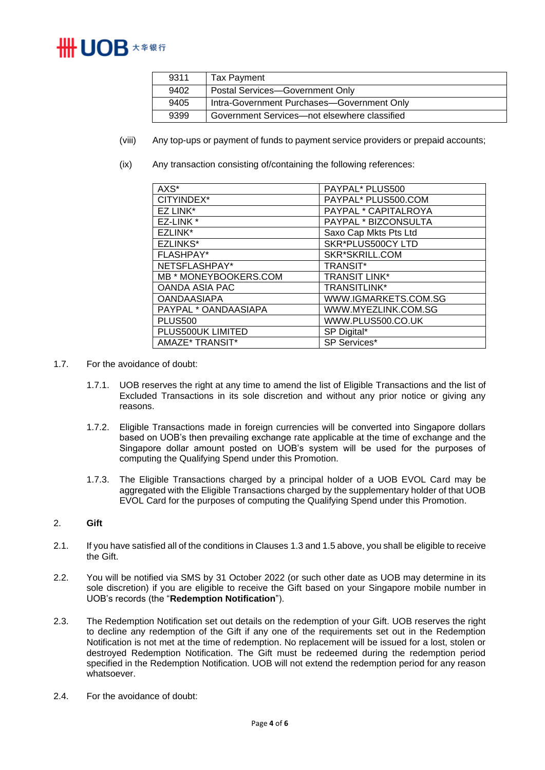| 9311 | Tax Payment |
|---|---|
| 9402 | Postal Services—Government Only |
| 9405 | Intra-Government Purchases—Government Only |
| 9399 | Government Services—not elsewhere classified |

(viii) Any top-ups or payment of funds to payment service providers or prepaid accounts;

(ix) Any transaction consisting of/containing the following references:

| AXS* | PAYPAL* PLUS500 |
|---|---|
| CITYINDEX* | PAYPAL* PLUS500.COM |
| EZ LINK* | PAYPAL * CAPITALROYA |
| EZ-LINK * | PAYPAL * BIZCONSULTA |
| EZLINK* | Saxo Cap Mkts Pts Ltd |
| EZLINKS* | SKR*PLUS500CY LTD |
| FLASHPAY* | SKR*SKRILL.COM |
| NETSFLASHPAY* | TRANSIT* |
| MB * MONEYBOOKERS.COM | TRANSIT LINK* |
| OANDA ASIA PAC | TRANSITLINK* |
| OANDAASIAPA | WWW.IGMARKETS.COM.SG |
| PAYPAL * OANDAASIAPA | WWW.MYEZLINK.COM.SG |
| PLUS500 | WWW.PLUS500.CO.UK |
| PLUS500UK LIMITED | SP Digital* |
| AMAZE* TRANSIT* | SP Services* |

1.7. For the avoidance of doubt:

1.7.1. UOB reserves the right at any time to amend the list of Eligible Transactions and the list of Excluded Transactions in its sole discretion and without any prior notice or giving any reasons.

1.7.2. Eligible Transactions made in foreign currencies will be converted into Singapore dollars based on UOB's then prevailing exchange rate applicable at the time of exchange and the Singapore dollar amount posted on UOB's system will be used for the purposes of computing the Qualifying Spend under this Promotion.

1.7.3. The Eligible Transactions charged by a principal holder of a UOB EVOL Card may be aggregated with the Eligible Transactions charged by the supplementary holder of that UOB EVOL Card for the purposes of computing the Qualifying Spend under this Promotion.

## 2. Gift

2.1. If you have satisfied all of the conditions in Clauses 1.3 and 1.5 above, you shall be eligible to receive the Gift.

2.2. You will be notified via SMS by 31 October 2022 (or such other date as UOB may determine in its sole discretion) if you are eligible to receive the Gift based on your Singapore mobile number in UOB's records (the "**Redemption Notification**").

2.3. The Redemption Notification set out details on the redemption of your Gift. UOB reserves the right to decline any redemption of the Gift if any one of the requirements set out in the Redemption Notification is not met at the time of redemption. No replacement will be issued for a lost, stolen or destroyed Redemption Notification. The Gift must be redeemed during the redemption period specified in the Redemption Notification. UOB will not extend the redemption period for any reason whatsoever.

2.4. For the avoidance of doubt: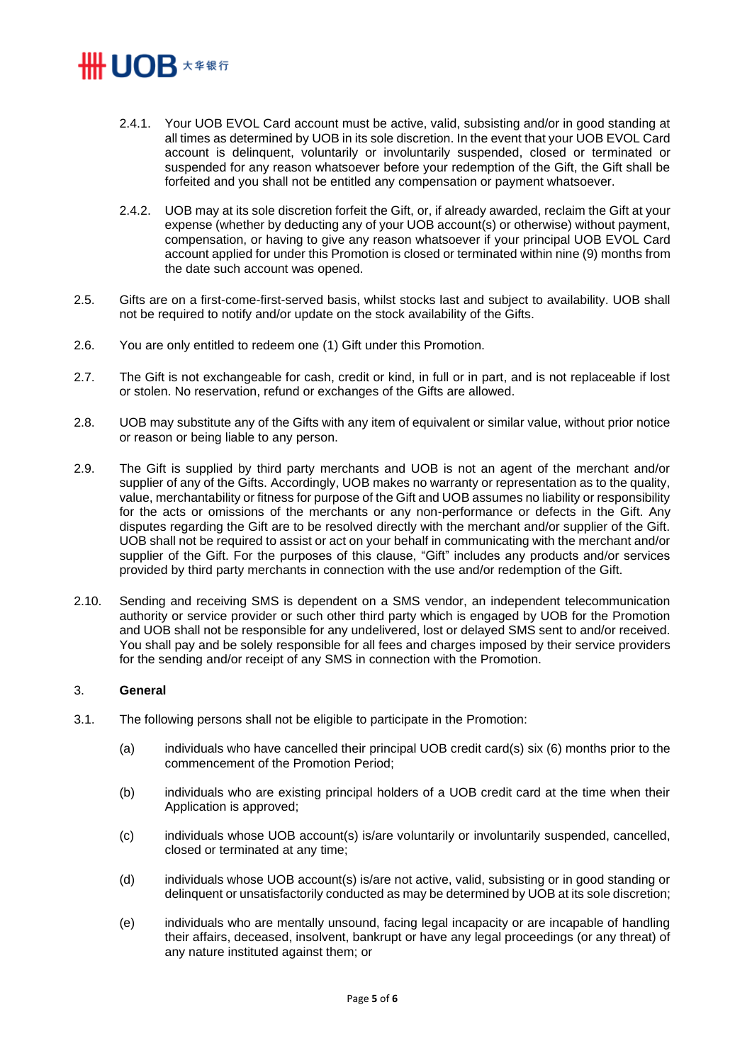2.4.1. Your UOB EVOL Card account must be active, valid, subsisting and/or in good standing at all times as determined by UOB in its sole discretion. In the event that your UOB EVOL Card account is delinquent, voluntarily or involuntarily suspended, closed or terminated or suspended for any reason whatsoever before your redemption of the Gift, the Gift shall be forfeited and you shall not be entitled any compensation or payment whatsoever.

2.4.2. UOB may at its sole discretion forfeit the Gift, or, if already awarded, reclaim the Gift at your expense (whether by deducting any of your UOB account(s) or otherwise) without payment, compensation, or having to give any reason whatsoever if your principal UOB EVOL Card account applied for under this Promotion is closed or terminated within nine (9) months from the date such account was opened.

2.5. Gifts are on a first-come-first-served basis, whilst stocks last and subject to availability. UOB shall not be required to notify and/or update on the stock availability of the Gifts.

2.6. You are only entitled to redeem one (1) Gift under this Promotion.

2.7. The Gift is not exchangeable for cash, credit or kind, in full or in part, and is not replaceable if lost or stolen. No reservation, refund or exchanges of the Gifts are allowed.

2.8. UOB may substitute any of the Gifts with any item of equivalent or similar value, without prior notice or reason or being liable to any person.

2.9. The Gift is supplied by third party merchants and UOB is not an agent of the merchant and/or supplier of any of the Gifts. Accordingly, UOB makes no warranty or representation as to the quality, value, merchantability or fitness for purpose of the Gift and UOB assumes no liability or responsibility for the acts or omissions of the merchants or any non-performance or defects in the Gift. Any disputes regarding the Gift are to be resolved directly with the merchant and/or supplier of the Gift. UOB shall not be required to assist or act on your behalf in communicating with the merchant and/or supplier of the Gift. For the purposes of this clause, "Gift" includes any products and/or services provided by third party merchants in connection with the use and/or redemption of the Gift.

2.10. Sending and receiving SMS is dependent on a SMS vendor, an independent telecommunication authority or service provider or such other third party which is engaged by UOB for the Promotion and UOB shall not be responsible for any undelivered, lost or delayed SMS sent to and/or received. You shall pay and be solely responsible for all fees and charges imposed by their service providers for the sending and/or receipt of any SMS in connection with the Promotion.

## 3. General

3.1. The following persons shall not be eligible to participate in the Promotion:

(a) individuals who have cancelled their principal UOB credit card(s) six (6) months prior to the commencement of the Promotion Period;

(b) individuals who are existing principal holders of a UOB credit card at the time when their Application is approved;

(c) individuals whose UOB account(s) is/are voluntarily or involuntarily suspended, cancelled, closed or terminated at any time;

(d) individuals whose UOB account(s) is/are not active, valid, subsisting or in good standing or delinquent or unsatisfactorily conducted as may be determined by UOB at its sole discretion;

(e) individuals who are mentally unsound, facing legal incapacity or are incapable of handling their affairs, deceased, insolvent, bankrupt or have any legal proceedings (or any threat) of any nature instituted against them; or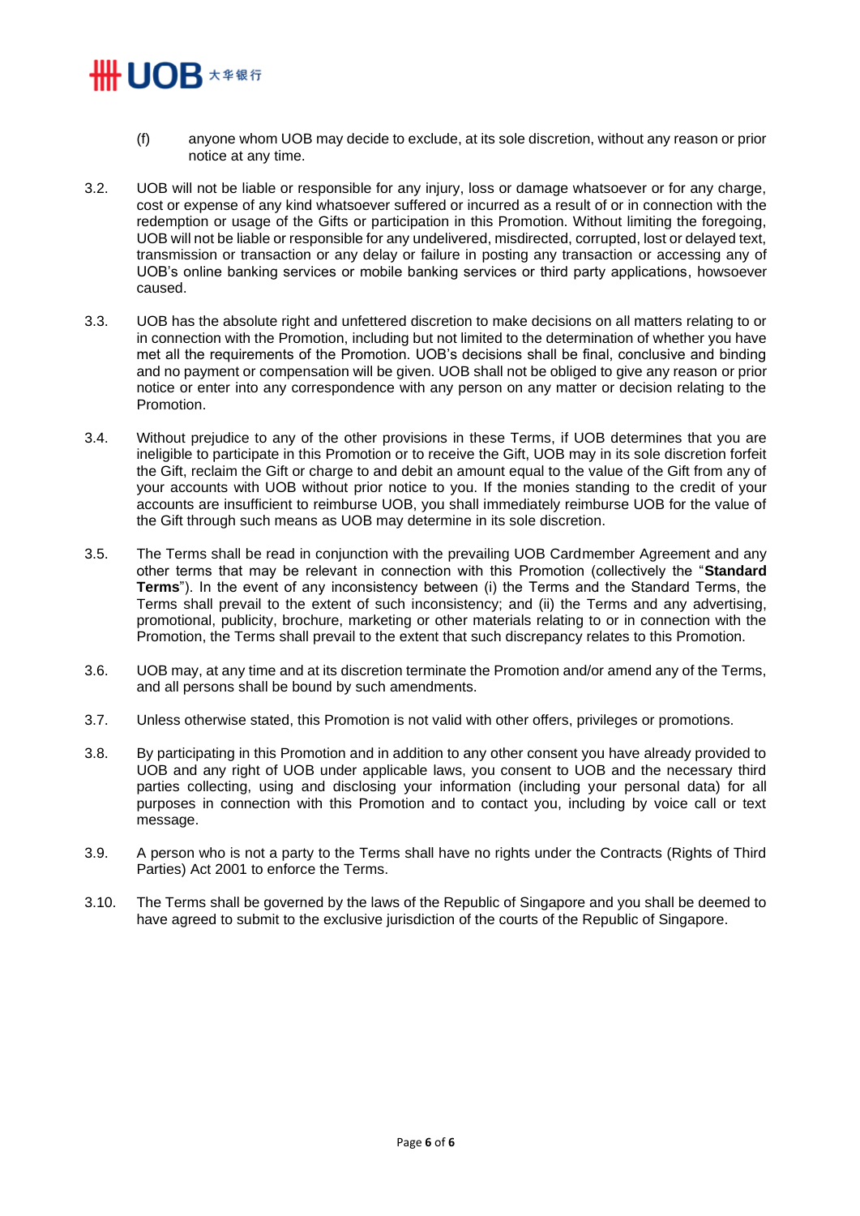(f) anyone whom UOB may decide to exclude, at its sole discretion, without any reason or prior notice at any time.

3.2. UOB will not be liable or responsible for any injury, loss or damage whatsoever or for any charge, cost or expense of any kind whatsoever suffered or incurred as a result of or in connection with the redemption or usage of the Gifts or participation in this Promotion. Without limiting the foregoing, UOB will not be liable or responsible for any undelivered, misdirected, corrupted, lost or delayed text, transmission or transaction or any delay or failure in posting any transaction or accessing any of UOB's online banking services or mobile banking services or third party applications, howsoever caused.

3.3. UOB has the absolute right and unfettered discretion to make decisions on all matters relating to or in connection with the Promotion, including but not limited to the determination of whether you have met all the requirements of the Promotion. UOB's decisions shall be final, conclusive and binding and no payment or compensation will be given. UOB shall not be obliged to give any reason or prior notice or enter into any correspondence with any person on any matter or decision relating to the Promotion.

3.4. Without prejudice to any of the other provisions in these Terms, if UOB determines that you are ineligible to participate in this Promotion or to receive the Gift, UOB may in its sole discretion forfeit the Gift, reclaim the Gift or charge to and debit an amount equal to the value of the Gift from any of your accounts with UOB without prior notice to you. If the monies standing to the credit of your accounts are insufficient to reimburse UOB, you shall immediately reimburse UOB for the value of the Gift through such means as UOB may determine in its sole discretion.

3.5. The Terms shall be read in conjunction with the prevailing UOB Cardmember Agreement and any other terms that may be relevant in connection with this Promotion (collectively the "**Standard Terms**"). In the event of any inconsistency between (i) the Terms and the Standard Terms, the Terms shall prevail to the extent of such inconsistency; and (ii) the Terms and any advertising, promotional, publicity, brochure, marketing or other materials relating to or in connection with the Promotion, the Terms shall prevail to the extent that such discrepancy relates to this Promotion.

3.6. UOB may, at any time and at its discretion terminate the Promotion and/or amend any of the Terms, and all persons shall be bound by such amendments.

3.7. Unless otherwise stated, this Promotion is not valid with other offers, privileges or promotions.

3.8. By participating in this Promotion and in addition to any other consent you have already provided to UOB and any right of UOB under applicable laws, you consent to UOB and the necessary third parties collecting, using and disclosing your information (including your personal data) for all purposes in connection with this Promotion and to contact you, including by voice call or text message.

3.9. A person who is not a party to the Terms shall have no rights under the Contracts (Rights of Third Parties) Act 2001 to enforce the Terms.

3.10. The Terms shall be governed by the laws of the Republic of Singapore and you shall be deemed to have agreed to submit to the exclusive jurisdiction of the courts of the Republic of Singapore.